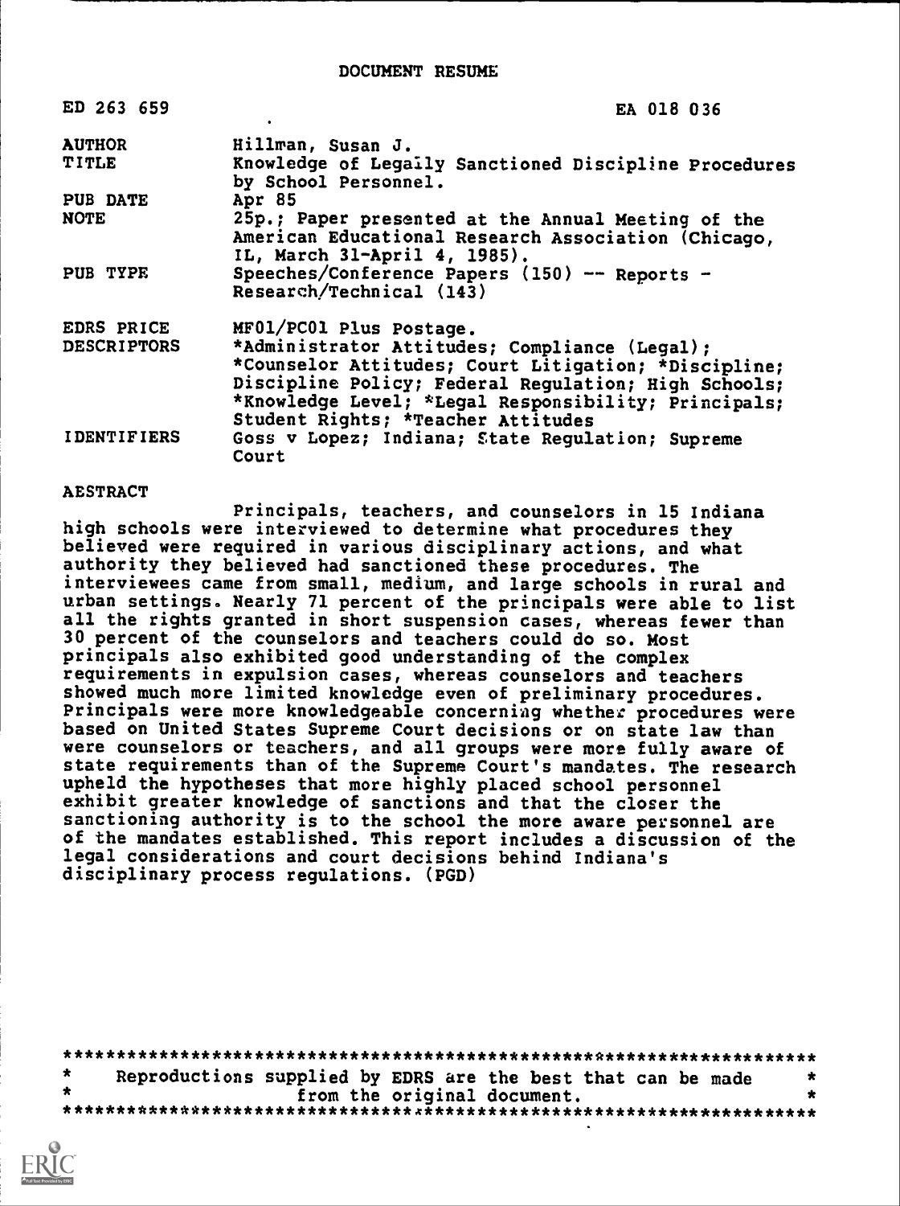# DOCUMENT RESUME

| | |
|---|---|
| ED 263 659 | EA 018 036 |
| AUTHOR | Hillman, Susan J. |
| TITLE | Knowledge of Legally Sanctioned Discipline Procedures by School Personnel. |
| PUB DATE | Apr 85 |
| NOTE | 25p.; Paper presented at the Annual Meeting of the American Educational Research Association (Chicago, IL, March 31-April 4, 1985). |
| PUB TYPE | Speeches/Conference Papers (150) -- Reports - Research/Technical (143) |
| EDRS PRICE | MF01/PC01 Plus Postage. |
| DESCRIPTORS | *Administrator Attitudes; Compliance (Legal); *Counselor Attitudes; Court Litigation; *Discipline; Discipline Policy; Federal Regulation; High Schools; *Knowledge Level; *Legal Responsibility; Principals; Student Rights; *Teacher Attitudes |
| IDENTIFIERS | Goss v Lopez; Indiana; State Regulation; Supreme Court |

## ABSTRACT

Principals, teachers, and counselors in 15 Indiana high schools were interviewed to determine what procedures they believed were required in various disciplinary actions, and what authority they believed had sanctioned these procedures. The interviewees came from small, medium, and large schools in rural and urban settings. Nearly 71 percent of the principals were able to list all the rights granted in short suspension cases, whereas fewer than 30 percent of the counselors and teachers could do so. Most principals also exhibited good understanding of the complex requirements in expulsion cases, whereas counselors and teachers showed much more limited knowledge even of preliminary procedures. Principals were more knowledgeable concerning whether procedures were based on United States Supreme Court decisions or on state law than were counselors or teachers, and all groups were more fully aware of state requirements than of the Supreme Court's mandates. The research upheld the hypotheses that more highly placed school personnel exhibit greater knowledge of sanctions and that the closer the sanctioning authority is to the school the more aware personnel are of the mandates established. This report includes a discussion of the legal considerations and court decisions behind Indiana's disciplinary process regulations. (PGD)

***********************************************************************
\* Reproductions supplied by EDRS are the best that can be made \*
\* from the original document. \*
***********************************************************************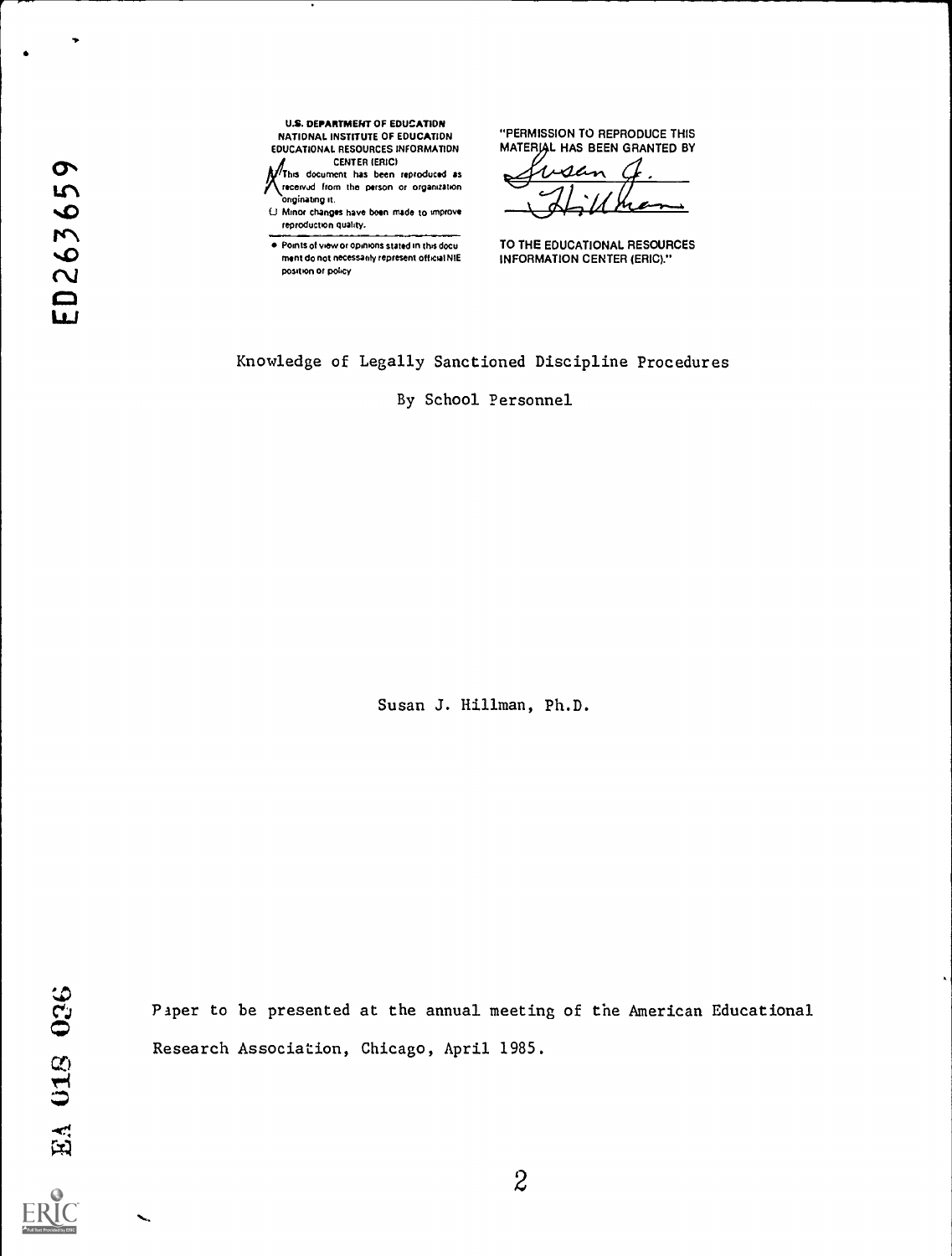U.S. DEPARTMENT OF EDUCATION
NATIONAL INSTITUTE OF EDUCATION
EDUCATIONAL RESOURCES INFORMATION CENTER (ERIC)

- This document has been reproduced as received from the person or organization originating it.
- Minor changes have been made to improve reproduction quality.

- Points of view or opinions stated in this document do not necessarily represent official NIE position or policy

"PERMISSION TO REPRODUCE THIS MATERIAL HAS BEEN GRANTED BY

Susan J. Hillman

TO THE EDUCATIONAL RESOURCES INFORMATION CENTER (ERIC)."

ED263659

# Knowledge of Legally Sanctioned Discipline Procedures

## By School Personnel

Susan J. Hillman, Ph.D.

Paper to be presented at the annual meeting of the American Educational Research Association, Chicago, April 1985.

EA 018 026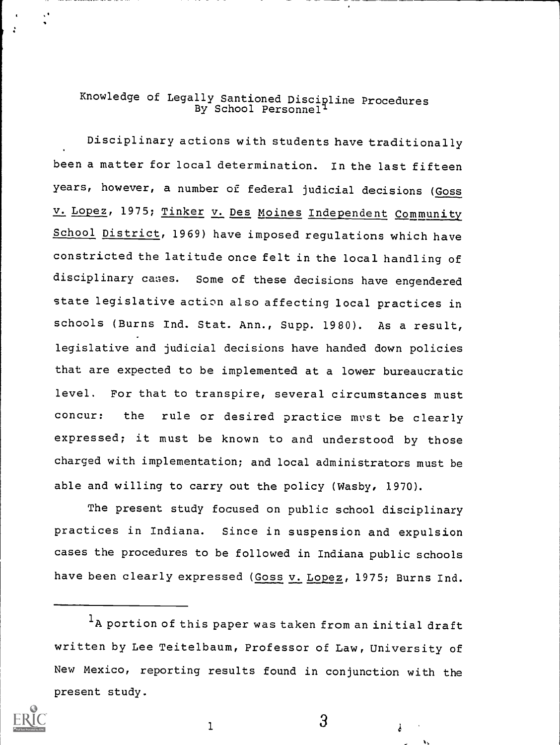# Knowledge of Legally Santioned Discipline Procedures By School Personnel[1]

Disciplinary actions with students have traditionally been a matter for local determination. In the last fifteen years, however, a number of federal judicial decisions (Goss v. Lopez, 1975; Tinker v. Des Moines Independent Community School District, 1969) have imposed regulations which have constricted the latitude once felt in the local handling of disciplinary cases. Some of these decisions have engendered state legislative action also affecting local practices in schools (Burns Ind. Stat. Ann., Supp. 1980). As a result, legislative and judicial decisions have handed down policies that are expected to be implemented at a lower bureaucratic level. For that to transpire, several circumstances must concur: the rule or desired practice must be clearly expressed; it must be known to and understood by those charged with implementation; and local administrators must be able and willing to carry out the policy (Wasby, 1970).

The present study focused on public school disciplinary practices in Indiana. Since in suspension and expulsion cases the procedures to be followed in Indiana public schools have been clearly expressed (Goss v. Lopez, 1975; Burns Ind.

---

[1] A portion of this paper was taken from an initial draft written by Lee Teitelbaum, Professor of Law, University of New Mexico, reporting results found in conjunction with the present study.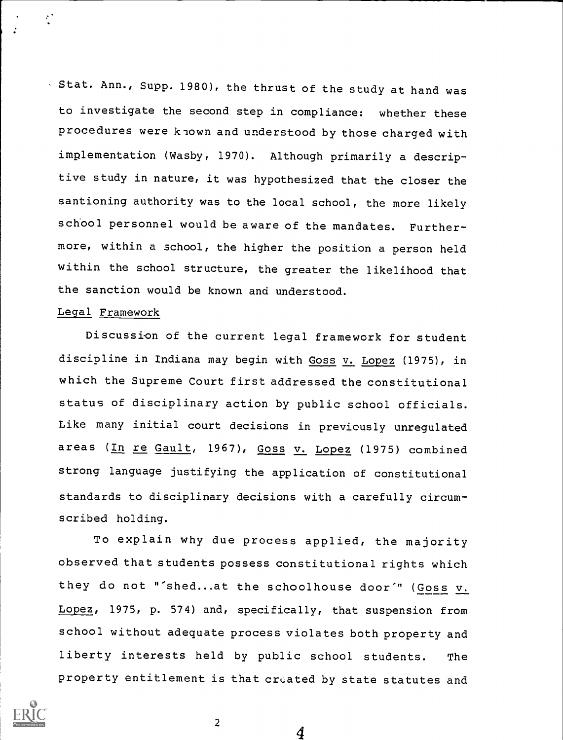Stat. Ann., Supp. 1980), the thrust of the study at hand was to investigate the second step in compliance: whether these procedures were known and understood by those charged with implementation (Wasby, 1970). Although primarily a descriptive study in nature, it was hypothesized that the closer the santioning authority was to the local school, the more likely school personnel would be aware of the mandates. Furthermore, within a school, the higher the position a person held within the school structure, the greater the likelihood that the sanction would be known and understood.

Legal Framework

Discussion of the current legal framework for student discipline in Indiana may begin with Goss v. Lopez (1975), in which the Supreme Court first addressed the constitutional status of disciplinary action by public school officials. Like many initial court decisions in previously unregulated areas (In re Gault, 1967), Goss v. Lopez (1975) combined strong language justifying the application of constitutional standards to disciplinary decisions with a carefully circumscribed holding.

To explain why due process applied, the majority observed that students possess constitutional rights which they do not "'shed...at the schoolhouse door'" (Goss v. Lopez, 1975, p. 574) and, specifically, that suspension from school without adequate process violates both property and liberty interests held by public school students. The property entitlement is that created by state statutes and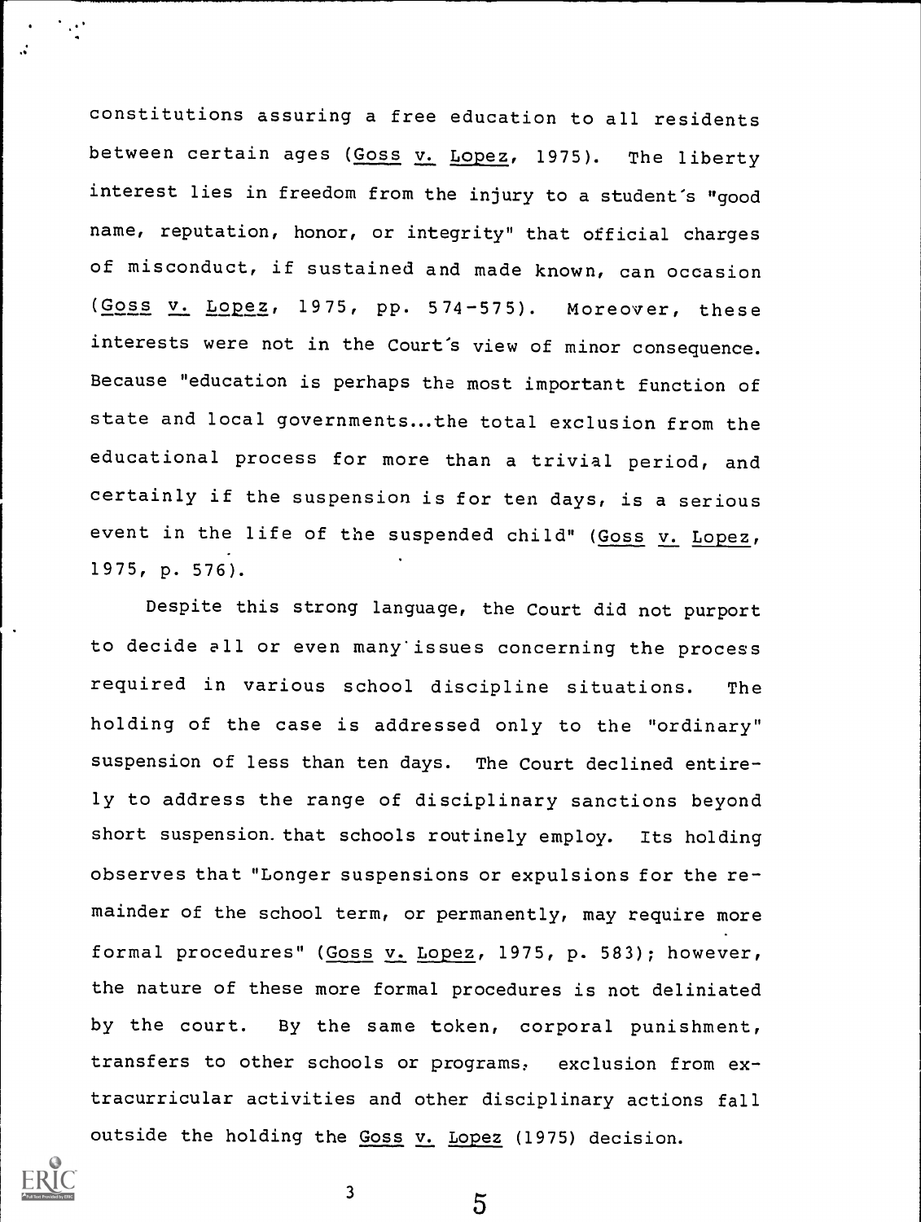constitutions assuring a free education to all residents between certain ages (Goss v. Lopez, 1975). The liberty interest lies in freedom from the injury to a student's "good name, reputation, honor, or integrity" that official charges of misconduct, if sustained and made known, can occasion (Goss v. Lopez, 1975, pp. 574-575). Moreover, these interests were not in the Court's view of minor consequence. Because "education is perhaps the most important function of state and local governments...the total exclusion from the educational process for more than a trivial period, and certainly if the suspension is for ten days, is a serious event in the life of the suspended child" (Goss v. Lopez, 1975, p. 576).

Despite this strong language, the Court did not purport to decide all or even many issues concerning the process required in various school discipline situations. The holding of the case is addressed only to the "ordinary" suspension of less than ten days. The Court declined entirely to address the range of disciplinary sanctions beyond short suspension that schools routinely employ. Its holding observes that "Longer suspensions or expulsions for the remainder of the school term, or permanently, may require more formal procedures" (Goss v. Lopez, 1975, p. 583); however, the nature of these more formal procedures is not deliniated by the court. By the same token, corporal punishment, transfers to other schools or programs, exclusion from extracurricular activities and other disciplinary actions fall outside the holding the Goss v. Lopez (1975) decision.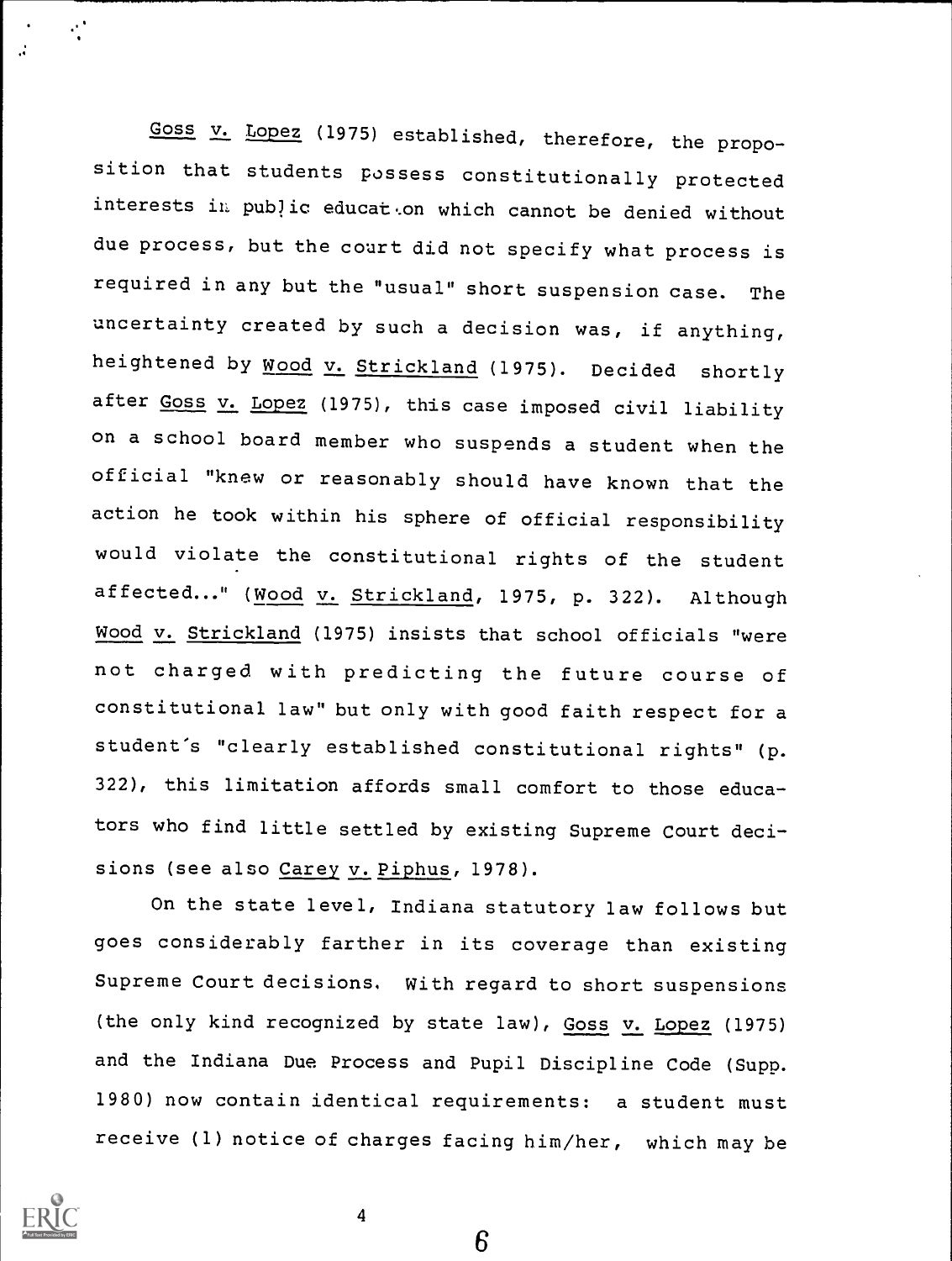*Goss v. Lopez* (1975) established, therefore, the proposition that students possess constitutionally protected interests in public education which cannot be denied without due process, but the court did not specify what process is required in any but the "usual" short suspension case. The uncertainty created by such a decision was, if anything, heightened by *Wood v. Strickland* (1975). Decided shortly after *Goss v. Lopez* (1975), this case imposed civil liability on a school board member who suspends a student when the official "knew or reasonably should have known that the action he took within his sphere of official responsibility would violate the constitutional rights of the student affected..." (*Wood v. Strickland*, 1975, p. 322). Although *Wood v. Strickland* (1975) insists that school officials "were not charged with predicting the future course of constitutional law" but only with good faith respect for a student's "clearly established constitutional rights" (p. 322), this limitation affords small comfort to those educators who find little settled by existing Supreme Court decisions (see also *Carey v. Piphus*, 1978).

On the state level, Indiana statutory law follows but goes considerably farther in its coverage than existing Supreme Court decisions. With regard to short suspensions (the only kind recognized by state law), *Goss v. Lopez* (1975) and the Indiana Due Process and Pupil Discipline Code (Supp. 1980) now contain identical requirements: a student must receive (1) notice of charges facing him/her, which may be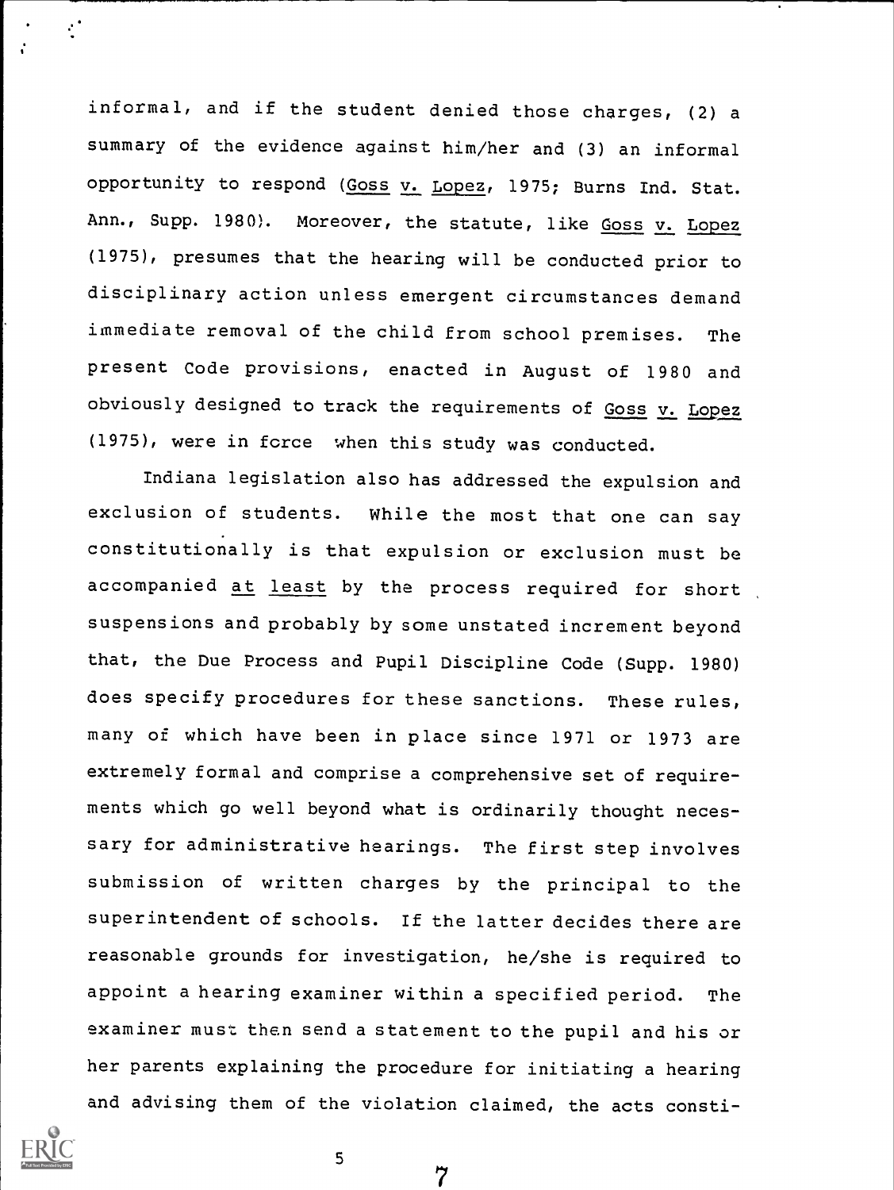informal, and if the student denied those charges, (2) a summary of the evidence against him/her and (3) an informal opportunity to respond (Goss v. Lopez, 1975; Burns Ind. Stat. Ann., Supp. 1980). Moreover, the statute, like Goss v. Lopez (1975), presumes that the hearing will be conducted prior to disciplinary action unless emergent circumstances demand immediate removal of the child from school premises. The present Code provisions, enacted in August of 1980 and obviously designed to track the requirements of Goss v. Lopez (1975), were in force when this study was conducted.

Indiana legislation also has addressed the expulsion and exclusion of students. While the most that one can say constitutionally is that expulsion or exclusion must be accompanied at least by the process required for short suspensions and probably by some unstated increment beyond that, the Due Process and Pupil Discipline Code (Supp. 1980) does specify procedures for these sanctions. These rules, many of which have been in place since 1971 or 1973 are extremely formal and comprise a comprehensive set of requirements which go well beyond what is ordinarily thought necessary for administrative hearings. The first step involves submission of written charges by the principal to the superintendent of schools. If the latter decides there are reasonable grounds for investigation, he/she is required to appoint a hearing examiner within a specified period. The examiner must then send a statement to the pupil and his or her parents explaining the procedure for initiating a hearing and advising them of the violation claimed, the acts consti-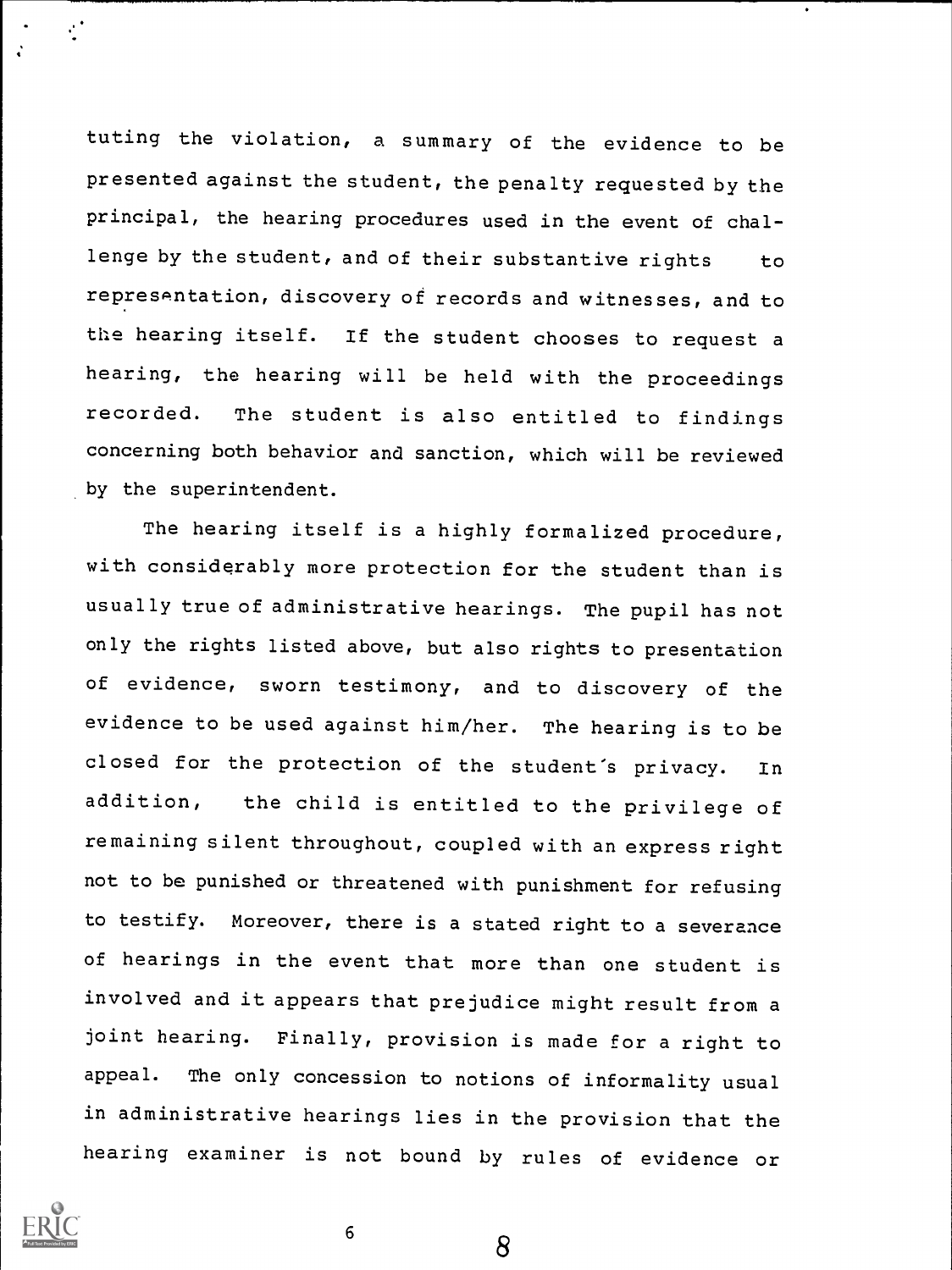tuting the violation, a summary of the evidence to be presented against the student, the penalty requested by the principal, the hearing procedures used in the event of challenge by the student, and of their substantive rights to representation, discovery of records and witnesses, and to the hearing itself. If the student chooses to request a hearing, the hearing will be held with the proceedings recorded. The student is also entitled to findings concerning both behavior and sanction, which will be reviewed by the superintendent.

The hearing itself is a highly formalized procedure, with considerably more protection for the student than is usually true of administrative hearings. The pupil has not only the rights listed above, but also rights to presentation of evidence, sworn testimony, and to discovery of the evidence to be used against him/her. The hearing is to be closed for the protection of the student's privacy. In addition, the child is entitled to the privilege of remaining silent throughout, coupled with an express right not to be punished or threatened with punishment for refusing to testify. Moreover, there is a stated right to a severance of hearings in the event that more than one student is involved and it appears that prejudice might result from a joint hearing. Finally, provision is made for a right to appeal. The only concession to notions of informality usual in administrative hearings lies in the provision that the hearing examiner is not bound by rules of evidence or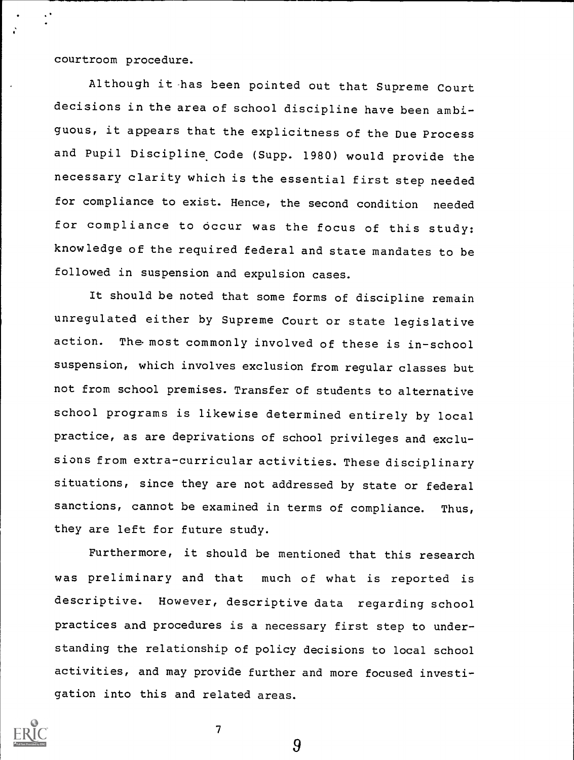courtroom procedure.

Although it has been pointed out that Supreme Court decisions in the area of school discipline have been ambiguous, it appears that the explicitness of the Due Process and Pupil Discipline Code (Supp. 1980) would provide the necessary clarity which is the essential first step needed for compliance to exist. Hence, the second condition needed for compliance to occur was the focus of this study: knowledge of the required federal and state mandates to be followed in suspension and expulsion cases.

It should be noted that some forms of discipline remain unregulated either by Supreme Court or state legislative action. The most commonly involved of these is in-school suspension, which involves exclusion from regular classes but not from school premises. Transfer of students to alternative school programs is likewise determined entirely by local practice, as are deprivations of school privileges and exclusions from extra-curricular activities. These disciplinary situations, since they are not addressed by state or federal sanctions, cannot be examined in terms of compliance. Thus, they are left for future study.

Furthermore, it should be mentioned that this research was preliminary and that much of what is reported is descriptive. However, descriptive data regarding school practices and procedures is a necessary first step to understanding the relationship of policy decisions to local school activities, and may provide further and more focused investigation into this and related areas.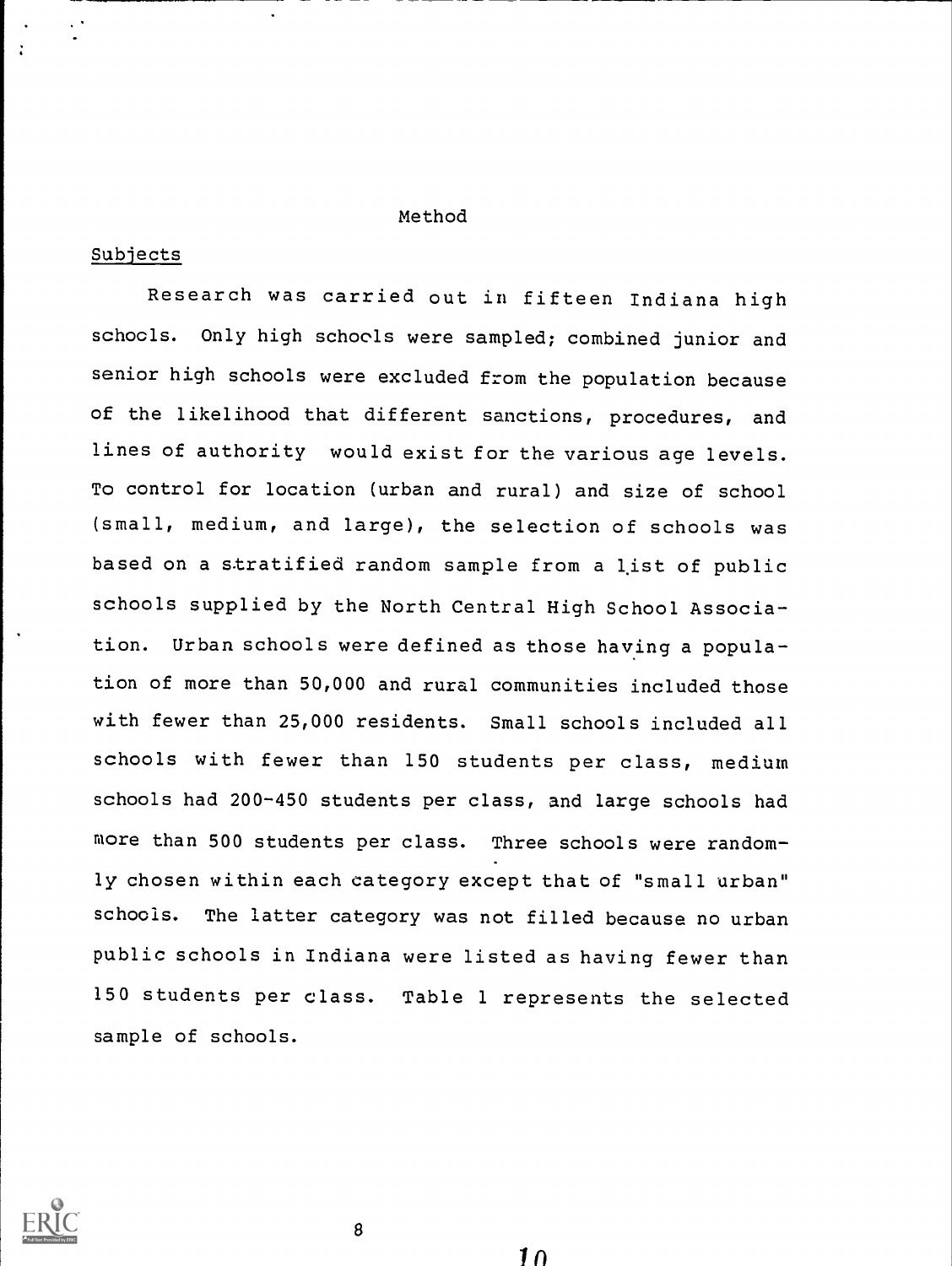## Method

### Subjects

Research was carried out in fifteen Indiana high schools. Only high schools were sampled; combined junior and senior high schools were excluded from the population because of the likelihood that different sanctions, procedures, and lines of authority would exist for the various age levels. To control for location (urban and rural) and size of school (small, medium, and large), the selection of schools was based on a stratified random sample from a list of public schools supplied by the North Central High School Association. Urban schools were defined as those having a population of more than 50,000 and rural communities included those with fewer than 25,000 residents. Small schools included all schools with fewer than 150 students per class, medium schools had 200-450 students per class, and large schools had more than 500 students per class. Three schools were randomly chosen within each category except that of "small urban" schools. The latter category was not filled because no urban public schools in Indiana were listed as having fewer than 150 students per class. Table 1 represents the selected sample of schools.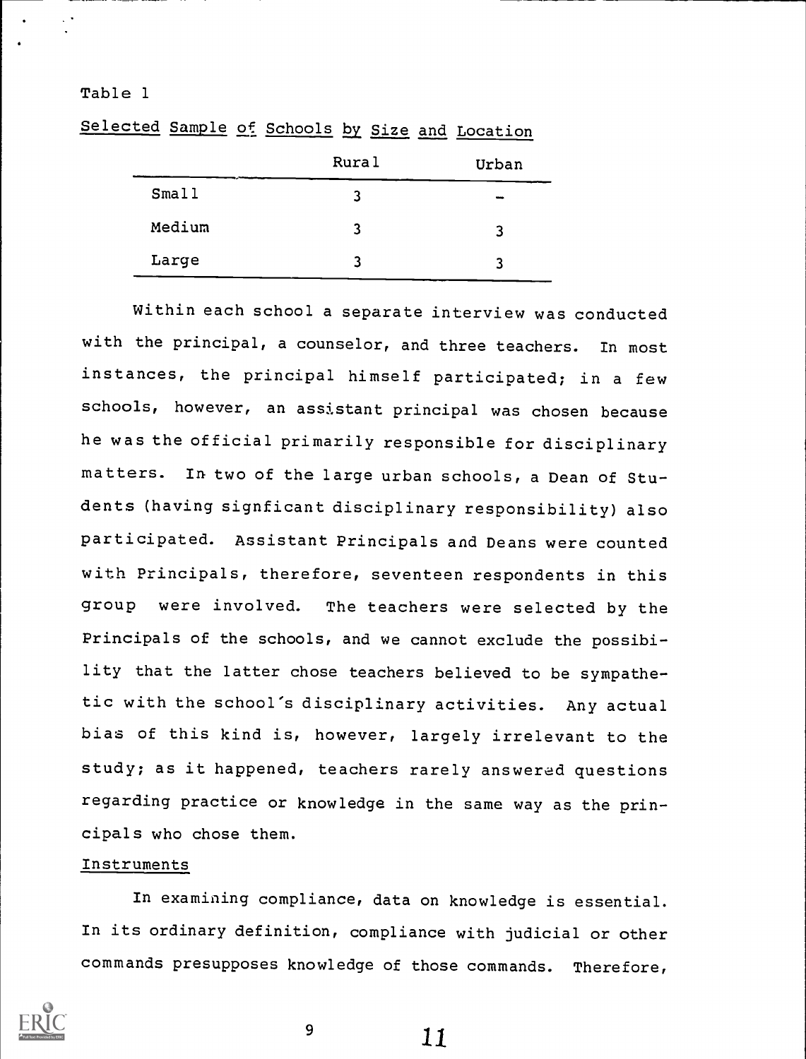Table 1

Selected Sample of Schools by Size and Location

| | Rural | Urban |
|---|---|---|
| Small | 3 | - |
| Medium | 3 | 3 |
| Large | 3 | 3 |

Within each school a separate interview was conducted with the principal, a counselor, and three teachers. In most instances, the principal himself participated; in a few schools, however, an assistant principal was chosen because he was the official primarily responsible for disciplinary matters. In two of the large urban schools, a Dean of Students (having signficant disciplinary responsibility) also participated. Assistant Principals and Deans were counted with Principals, therefore, seventeen respondents in this group were involved. The teachers were selected by the Principals of the schools, and we cannot exclude the possibility that the latter chose teachers believed to be sympathetic with the school's disciplinary activities. Any actual bias of this kind is, however, largely irrelevant to the study; as it happened, teachers rarely answered questions regarding practice or knowledge in the same way as the principals who chose them.

Instruments

In examining compliance, data on knowledge is essential. In its ordinary definition, compliance with judicial or other commands presupposes knowledge of those commands. Therefore,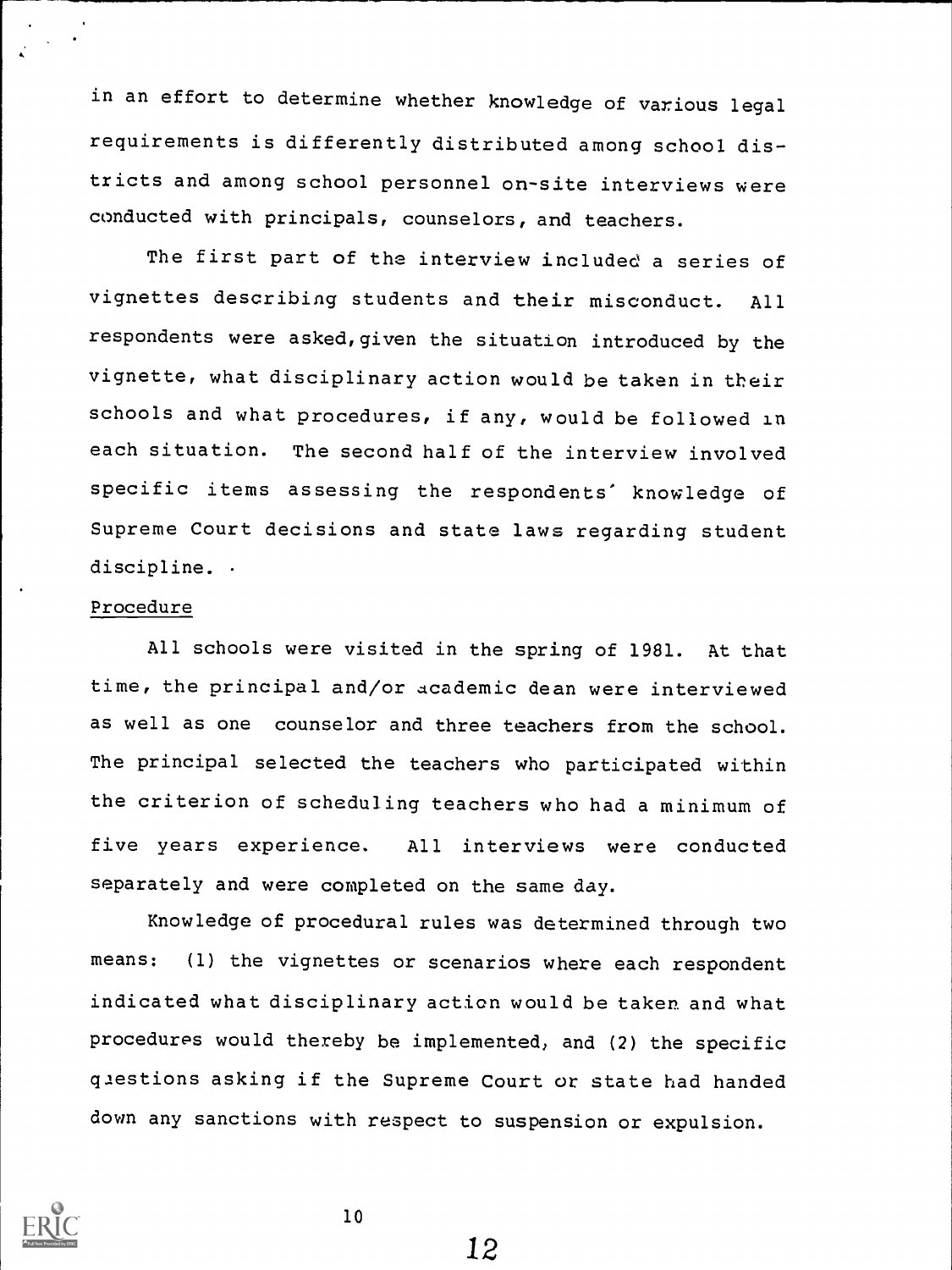in an effort to determine whether knowledge of various legal requirements is differently distributed among school districts and among school personnel on-site interviews were conducted with principals, counselors, and teachers.

The first part of the interview included a series of vignettes describing students and their misconduct. All respondents were asked, given the situation introduced by the vignette, what disciplinary action would be taken in their schools and what procedures, if any, would be followed in each situation. The second half of the interview involved specific items assessing the respondents' knowledge of Supreme Court decisions and state laws regarding student discipline.

## Procedure

All schools were visited in the spring of 1981. At that time, the principal and/or academic dean were interviewed as well as one counselor and three teachers from the school. The principal selected the teachers who participated within the criterion of scheduling teachers who had a minimum of five years experience. All interviews were conducted separately and were completed on the same day.

Knowledge of procedural rules was determined through two means: (1) the vignettes or scenarios where each respondent indicated what disciplinary action would be taken and what procedures would thereby be implemented, and (2) the specific questions asking if the Supreme Court or state had handed down any sanctions with respect to suspension or expulsion.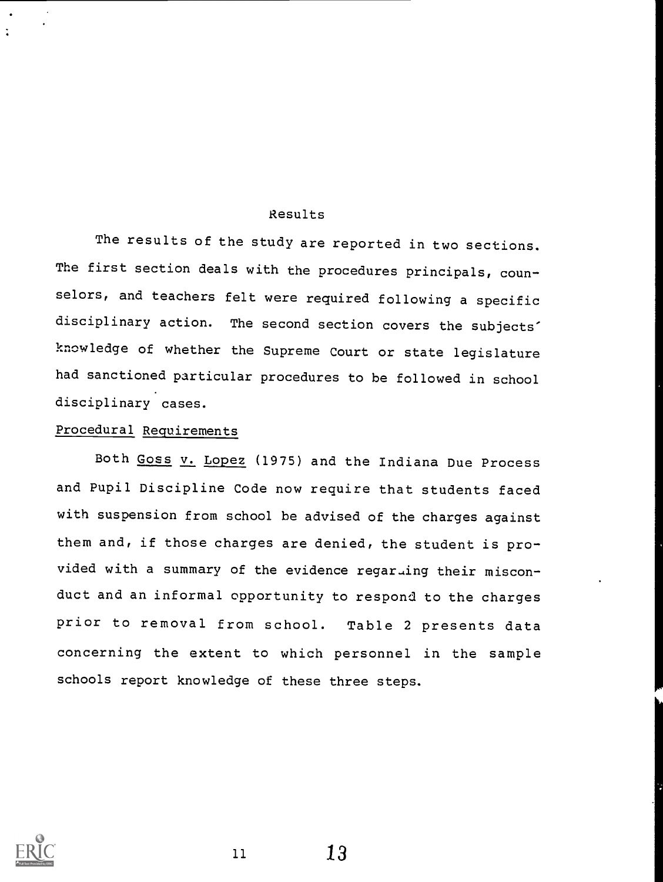## Results

The results of the study are reported in two sections. The first section deals with the procedures principals, counselors, and teachers felt were required following a specific disciplinary action. The second section covers the subjects' knowledge of whether the Supreme Court or state legislature had sanctioned particular procedures to be followed in school disciplinary cases.

### Procedural Requirements

Both Goss v. Lopez (1975) and the Indiana Due Process and Pupil Discipline Code now require that students faced with suspension from school be advised of the charges against them and, if those charges are denied, the student is provided with a summary of the evidence regarding their misconduct and an informal opportunity to respond to the charges prior to removal from school. Table 2 presents data concerning the extent to which personnel in the sample schools report knowledge of these three steps.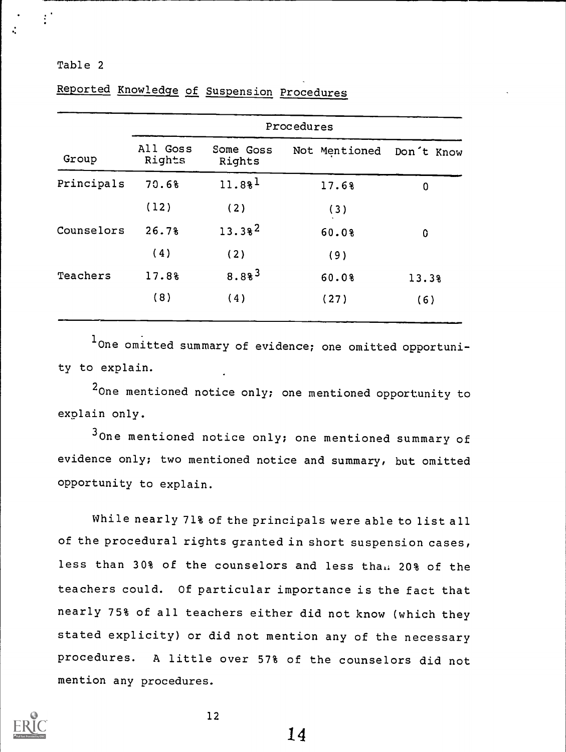Table 2

Reported Knowledge of Suspension Procedures

| Group | Procedures | | | |
|---|---|---|---|---|
| | All Goss Rights | Some Goss Rights | Not Mentioned | Don't Know |
| Principals | 70.6% | 11.8%[1] | 17.6% | 0 |
| | (12) | (2) | (3) | |
| Counselors | 26.7% | 13.3%[2] | 60.0% | 0 |
| | (4) | (2) | (9) | |
| Teachers | 17.8% | 8.8%[3] | 60.0% | 13.3% |
| | (8) | (4) | (27) | (6) |

[1]One omitted summary of evidence; one omitted opportunity to explain.

[2]One mentioned notice only; one mentioned opportunity to explain only.

[3]One mentioned notice only; one mentioned summary of evidence only; two mentioned notice and summary, but omitted opportunity to explain.

While nearly 71% of the principals were able to list all of the procedural rights granted in short suspension cases, less than 30% of the counselors and less than 20% of the teachers could. Of particular importance is the fact that nearly 75% of all teachers either did not know (which they stated explicity) or did not mention any of the necessary procedures. A little over 57% of the counselors did not mention any procedures.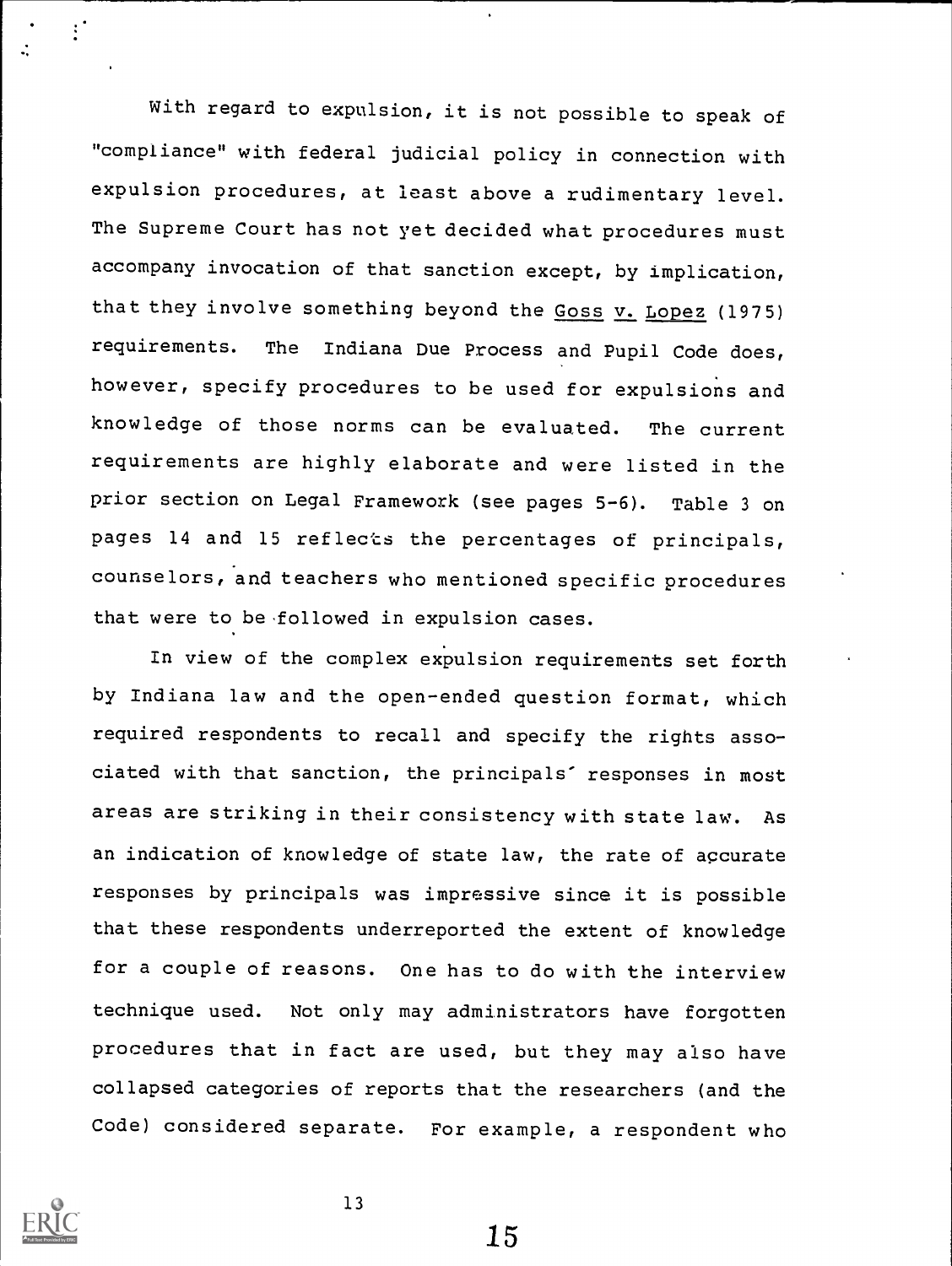With regard to expulsion, it is not possible to speak of "compliance" with federal judicial policy in connection with expulsion procedures, at least above a rudimentary level. The Supreme Court has not yet decided what procedures must accompany invocation of that sanction except, by implication, that they involve something beyond the Goss v. Lopez (1975) requirements. The Indiana Due Process and Pupil Code does, however, specify procedures to be used for expulsions and knowledge of those norms can be evaluated. The current requirements are highly elaborate and were listed in the prior section on Legal Framework (see pages 5-6). Table 3 on pages 14 and 15 reflects the percentages of principals, counselors, and teachers who mentioned specific procedures that were to be followed in expulsion cases.

In view of the complex expulsion requirements set forth by Indiana law and the open-ended question format, which required respondents to recall and specify the rights associated with that sanction, the principals' responses in most areas are striking in their consistency with state law. As an indication of knowledge of state law, the rate of accurate responses by principals was impressive since it is possible that these respondents underreported the extent of knowledge for a couple of reasons. One has to do with the interview technique used. Not only may administrators have forgotten procedures that in fact are used, but they may also have collapsed categories of reports that the researchers (and the Code) considered separate. For example, a respondent who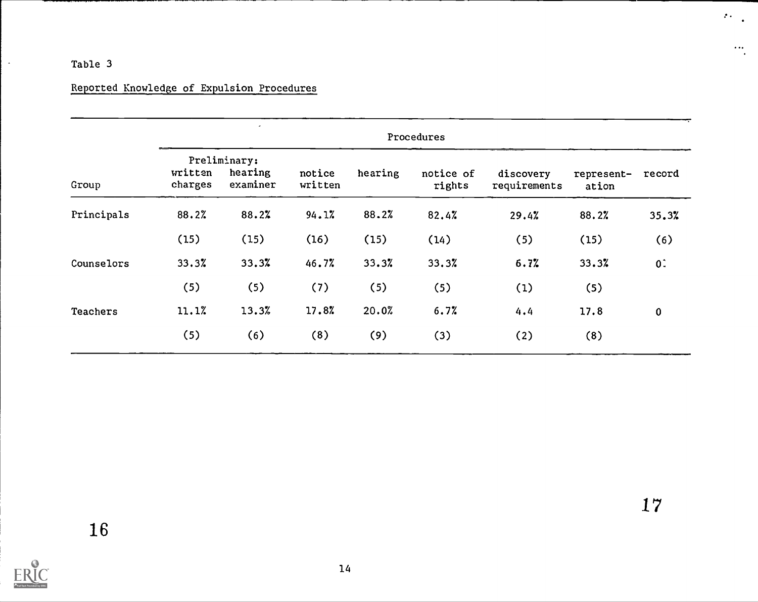Table 3

Reported Knowledge of Expulsion Procedures

| Group | Procedures | | | | | | | |
|---|---|---|---|---|---|---|---|---|
| | Preliminary: written charges | Preliminary: hearing examiner | notice written | hearing | notice of rights | discovery requirements | represent-ation | record |
| Principals | 88.2% | 88.2% | 94.1% | 88.2% | 82.4% | 29.4% | 88.2% | 35.3% |
| | (15) | (15) | (16) | (15) | (14) | (5) | (15) | (6) |
| Counselors | 33.3% | 33.3% | 46.7% | 33.3% | 33.3% | 6.7% | 33.3% | 0: |
| | (5) | (5) | (7) | (5) | (5) | (1) | (5) | |
| Teachers | 11.1% | 13.3% | 17.8% | 20.0% | 6.7% | 4.4 | 17.8 | 0 |
| | (5) | (6) | (8) | (9) | (3) | (2) | (8) | |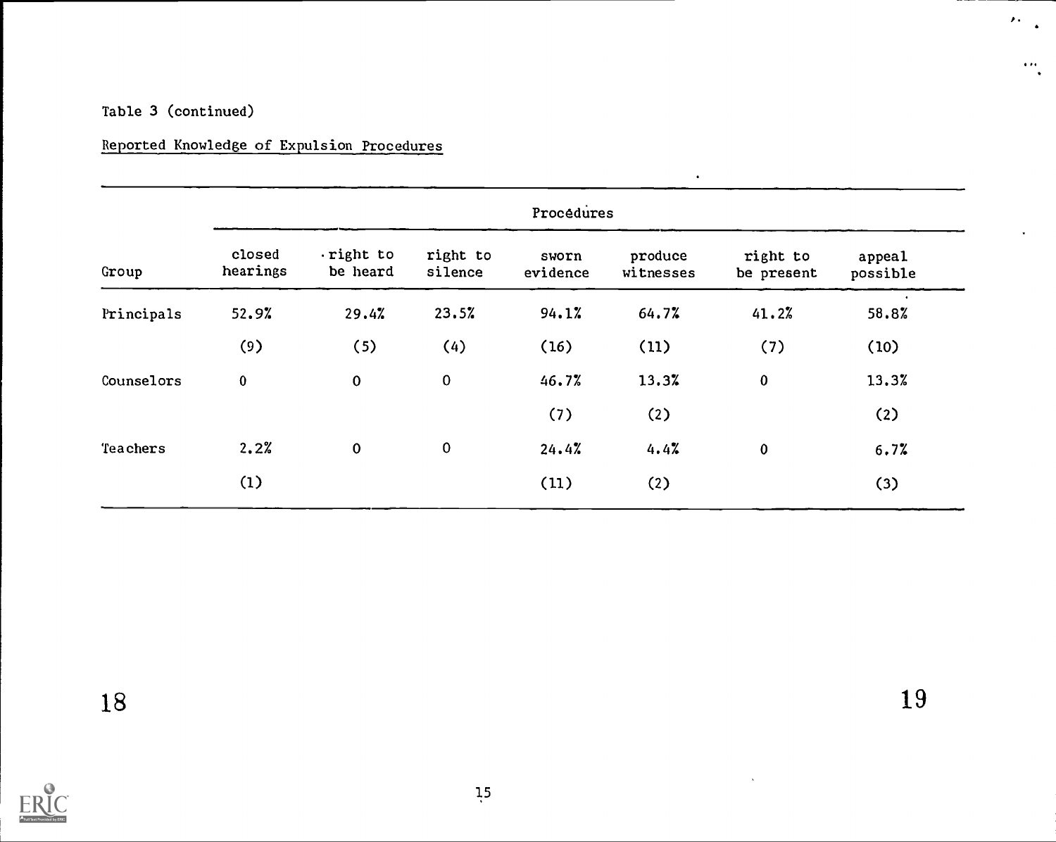Table 3 (continued)

Reported Knowledge of Expulsion Procedures

| Group | Procedures | | | | | | |
|---|---|---|---|---|---|---|---|
| | closed hearings | right to be heard | right to silence | sworn evidence | produce witnesses | right to be present | appeal possible |
| Principals | 52.9% | 29.4% | 23.5% | 94.1% | 64.7% | 41.2% | 58.8% |
| | (9) | (5) | (4) | (16) | (11) | (7) | (10) |
| Counselors | 0 | 0 | 0 | 46.7% | 13.3% | 0 | 13.3% |
| | | | | (7) | (2) | | (2) |
| Teachers | 2.2% | 0 | 0 | 24.4% | 4.4% | 0 | 6.7% |
| | (1) | | | (11) | (2) | | (3) |

18 19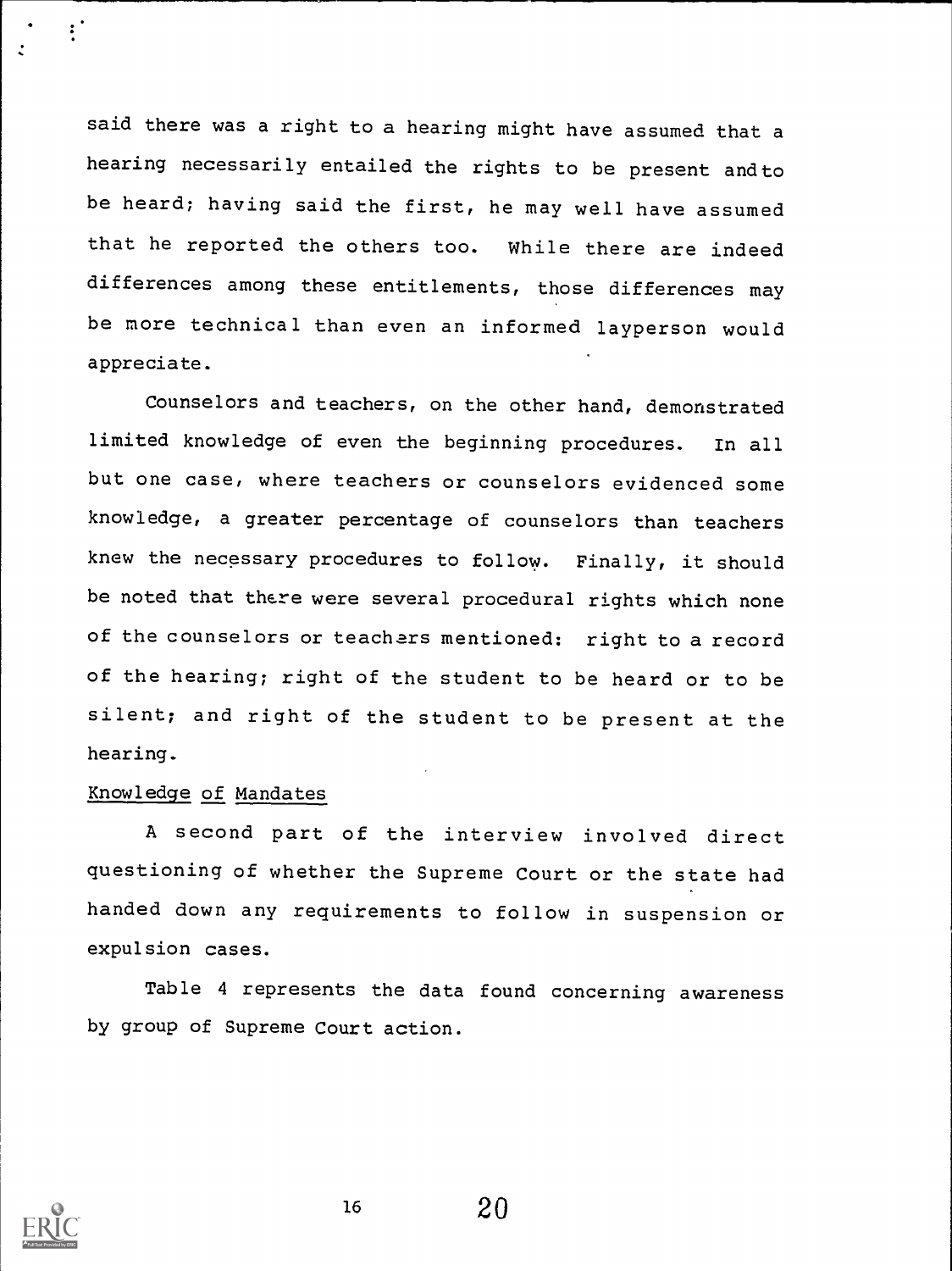said there was a right to a hearing might have assumed that a hearing necessarily entailed the rights to be present andto be heard; having said the first, he may well have assumed that he reported the others too. While there are indeed differences among these entitlements, those differences may be more technical than even an informed layperson would appreciate.

Counselors and teachers, on the other hand, demonstrated limited knowledge of even the beginning procedures. In all but one case, where teachers or counselors evidenced some knowledge, a greater percentage of counselors than teachers knew the necessary procedures to follow. Finally, it should be noted that there were several procedural rights which none of the counselors or teachers mentioned: right to a record of the hearing; right of the student to be heard or to be silent; and right of the student to be present at the hearing.

## Knowledge of Mandates

A second part of the interview involved direct questioning of whether the Supreme Court or the state had handed down any requirements to follow in suspension or expulsion cases.

Table 4 represents the data found concerning awareness by group of Supreme Court action.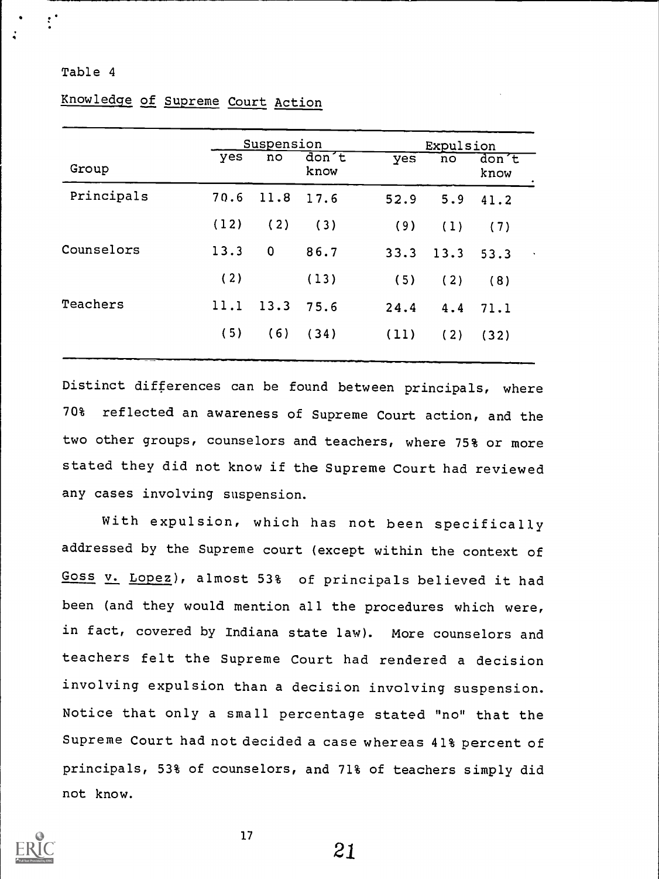Table 4

Knowledge of Supreme Court Action

| Group | Suspension | | | Expulsion | | |
|---|---|---|---|---|---|---|
| | yes | no | don't know | yes | no | don't know |
| Principals | 70.6 | 11.8 | 17.6 | 52.9 | 5.9 | 41.2 |
| | (12) | (2) | (3) | (9) | (1) | (7) |
| Counselors | 13.3 | 0 | 86.7 | 33.3 | 13.3 | 53.3 |
| | (2) | | (13) | (5) | (2) | (8) |
| Teachers | 11.1 | 13.3 | 75.6 | 24.4 | 4.4 | 71.1 |
| | (5) | (6) | (34) | (11) | (2) | (32) |

Distinct differences can be found between principals, where 70% reflected an awareness of Supreme Court action, and the two other groups, counselors and teachers, where 75% or more stated they did not know if the Supreme Court had reviewed any cases involving suspension.

With expulsion, which has not been specifically addressed by the Supreme court (except within the context of Goss v. Lopez), almost 53% of principals believed it had been (and they would mention all the procedures which were, in fact, covered by Indiana state law). More counselors and teachers felt the Supreme Court had rendered a decision involving expulsion than a decision involving suspension. Notice that only a small percentage stated "no" that the Supreme Court had not decided a case whereas 41% percent of principals, 53% of counselors, and 71% of teachers simply did not know.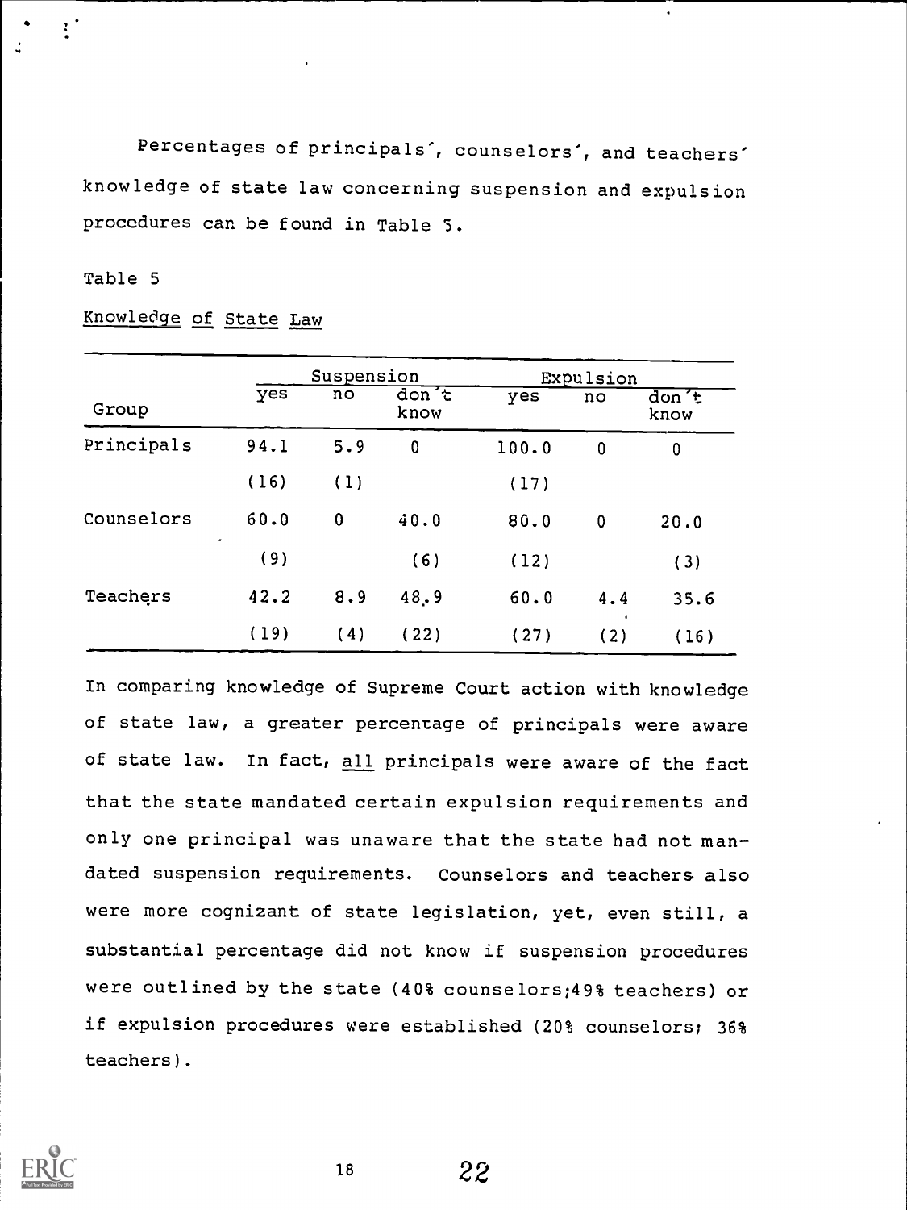Percentages of principals', counselors', and teachers' knowledge of state law concerning suspension and expulsion procedures can be found in Table 5.

Table 5

Knowledge of State Law

| Group | Suspension | | | Expulsion | | |
|---|---|---|---|---|---|---|
| | yes | no | don't know | yes | no | don't know |
| Principals | 94.1 | 5.9 | 0 | 100.0 | 0 | 0 |
| | (16) | (1) | | (17) | | |
| Counselors | 60.0 | 0 | 40.0 | 80.0 | 0 | 20.0 |
| | (9) | | (6) | (12) | | (3) |
| Teachers | 42.2 | 8.9 | 48.9 | 60.0 | 4.4 | 35.6 |
| | (19) | (4) | (22) | (27) | (2) | (16) |

In comparing knowledge of Supreme Court action with knowledge of state law, a greater percentage of principals were aware of state law. In fact, all principals were aware of the fact that the state mandated certain expulsion requirements and only one principal was unaware that the state had not mandated suspension requirements. Counselors and teachers also were more cognizant of state legislation, yet, even still, a substantial percentage did not know if suspension procedures were outlined by the state (40% counselors;49% teachers) or if expulsion procedures were established (20% counselors; 36% teachers).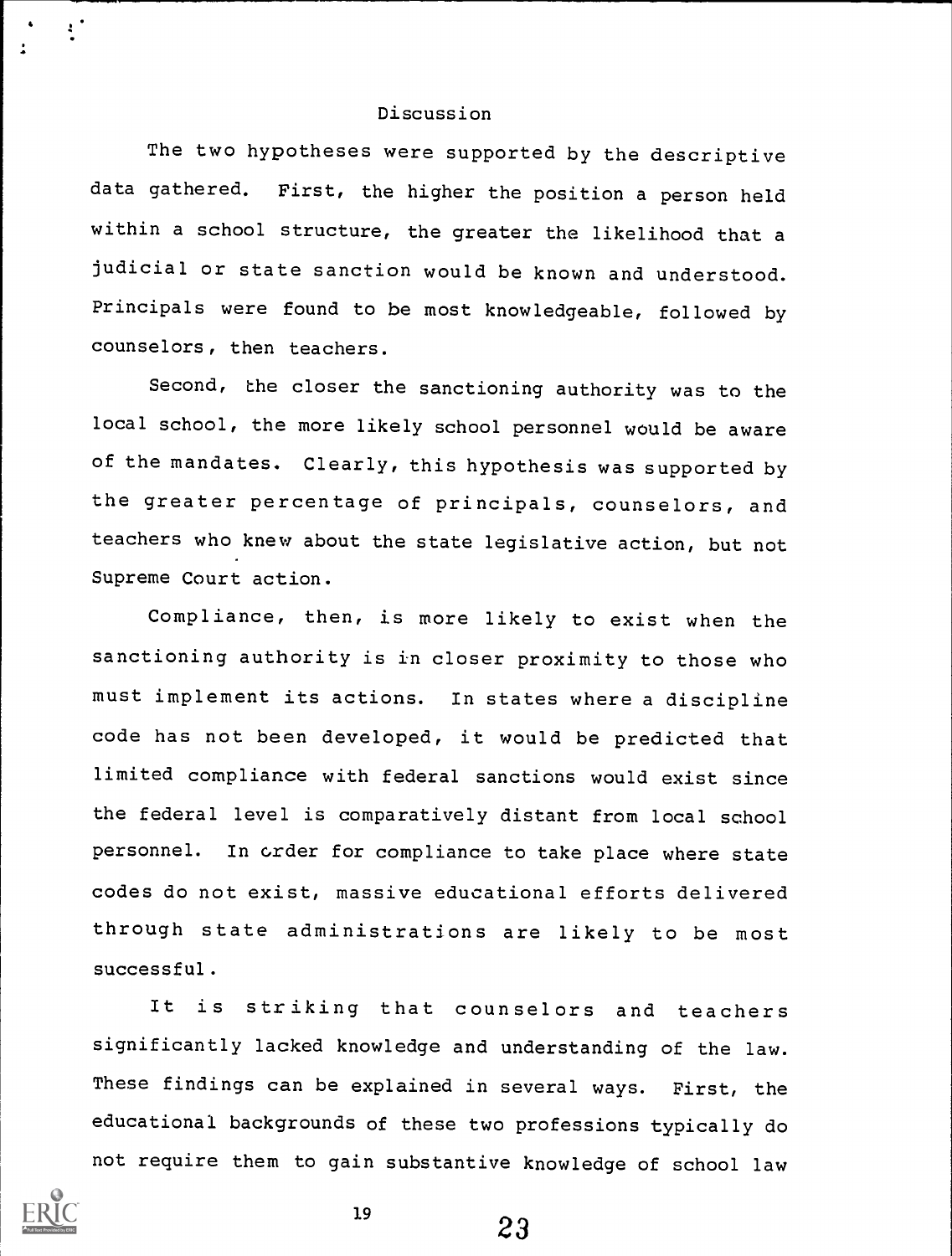## Discussion

The two hypotheses were supported by the descriptive data gathered. First, the higher the position a person held within a school structure, the greater the likelihood that a judicial or state sanction would be known and understood. Principals were found to be most knowledgeable, followed by counselors, then teachers.

Second, the closer the sanctioning authority was to the local school, the more likely school personnel would be aware of the mandates. Clearly, this hypothesis was supported by the greater percentage of principals, counselors, and teachers who knew about the state legislative action, but not Supreme Court action.

Compliance, then, is more likely to exist when the sanctioning authority is in closer proximity to those who must implement its actions. In states where a discipline code has not been developed, it would be predicted that limited compliance with federal sanctions would exist since the federal level is comparatively distant from local school personnel. In order for compliance to take place where state codes do not exist, massive educational efforts delivered through state administrations are likely to be most successful.

It is striking that counselors and teachers significantly lacked knowledge and understanding of the law. These findings can be explained in several ways. First, the educational backgrounds of these two professions typically do not require them to gain substantive knowledge of school law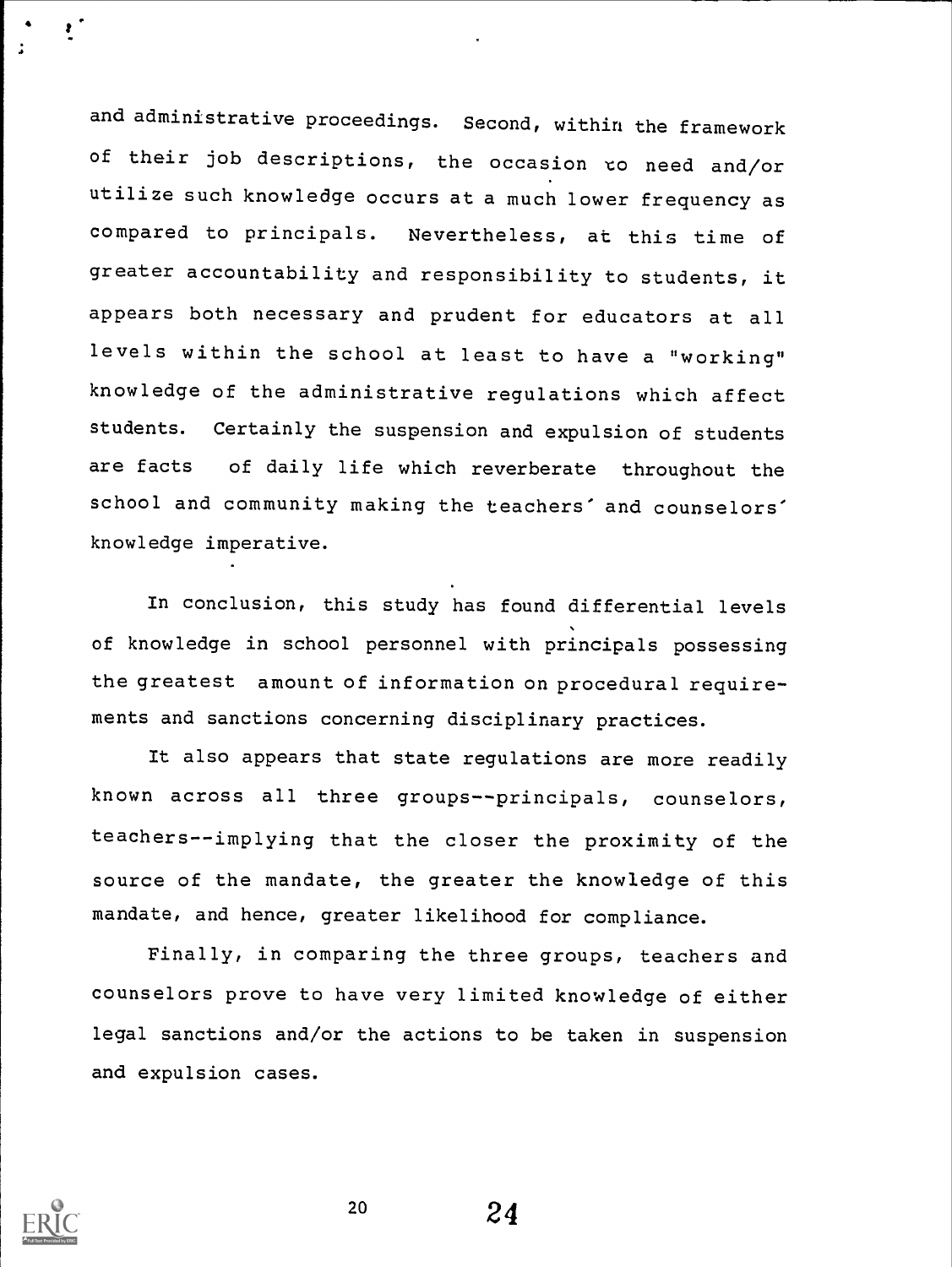and administrative proceedings. Second, within the framework of their job descriptions, the occasion to need and/or utilize such knowledge occurs at a much lower frequency as compared to principals. Nevertheless, at this time of greater accountability and responsibility to students, it appears both necessary and prudent for educators at all levels within the school at least to have a "working" knowledge of the administrative regulations which affect students. Certainly the suspension and expulsion of students are facts of daily life which reverberate throughout the school and community making the teachers' and counselors' knowledge imperative.

In conclusion, this study has found differential levels of knowledge in school personnel with principals possessing the greatest amount of information on procedural requirements and sanctions concerning disciplinary practices.

It also appears that state regulations are more readily known across all three groups--principals, counselors, teachers--implying that the closer the proximity of the source of the mandate, the greater the knowledge of this mandate, and hence, greater likelihood for compliance.

Finally, in comparing the three groups, teachers and counselors prove to have very limited knowledge of either legal sanctions and/or the actions to be taken in suspension and expulsion cases.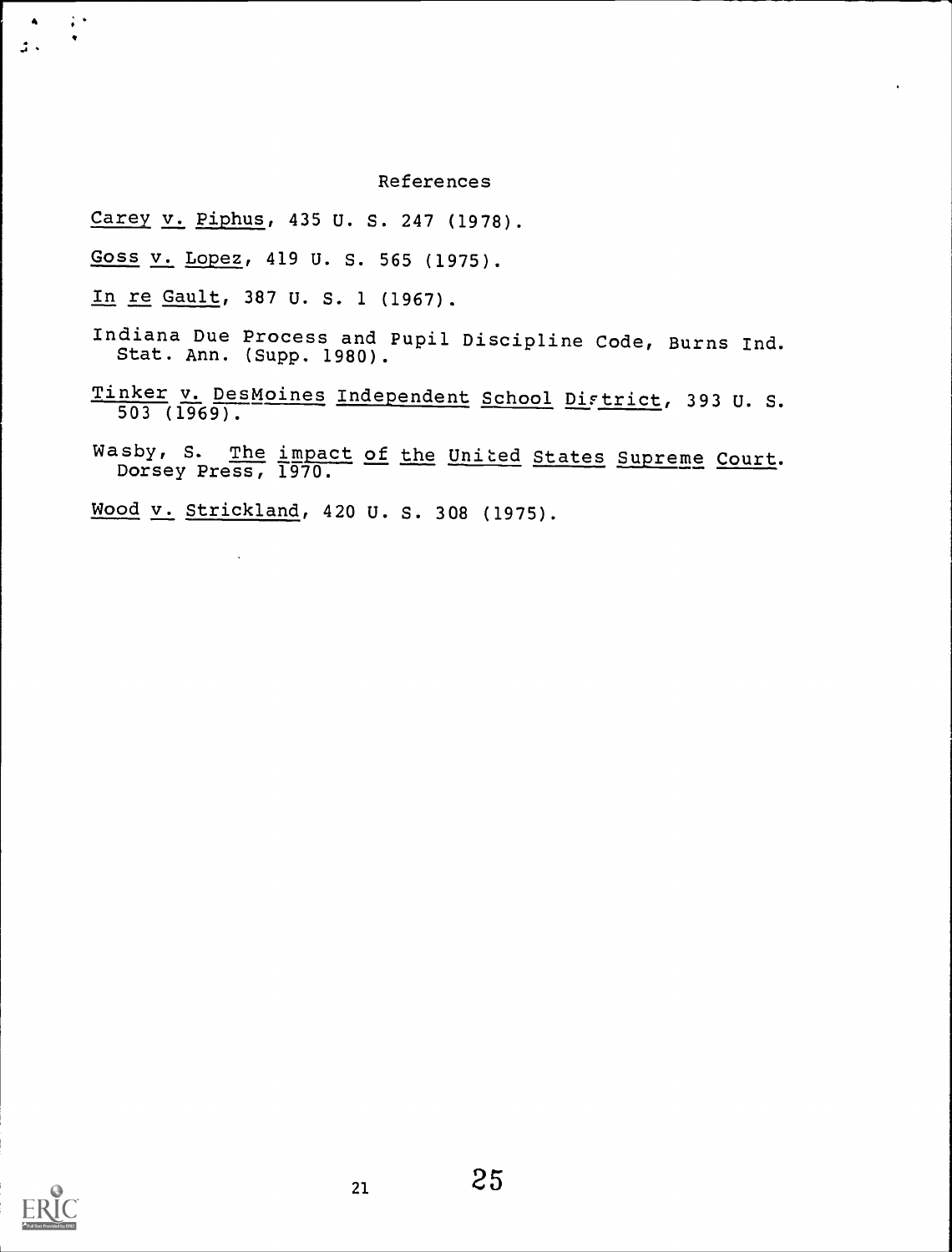## References

*Carey v. Piphus*, 435 U. S. 247 (1978).

*Goss v. Lopez*, 419 U. S. 565 (1975).

*In re Gault*, 387 U. S. 1 (1967).

Indiana Due Process and Pupil Discipline Code, Burns Ind. Stat. Ann. (Supp. 1980).

*Tinker v. DesMoines Independent School District*, 393 U. S. 503 (1969).

Wasby, S. *The impact of the United States Supreme Court*. Dorsey Press, 1970.

*Wood v. Strickland*, 420 U. S. 308 (1975).